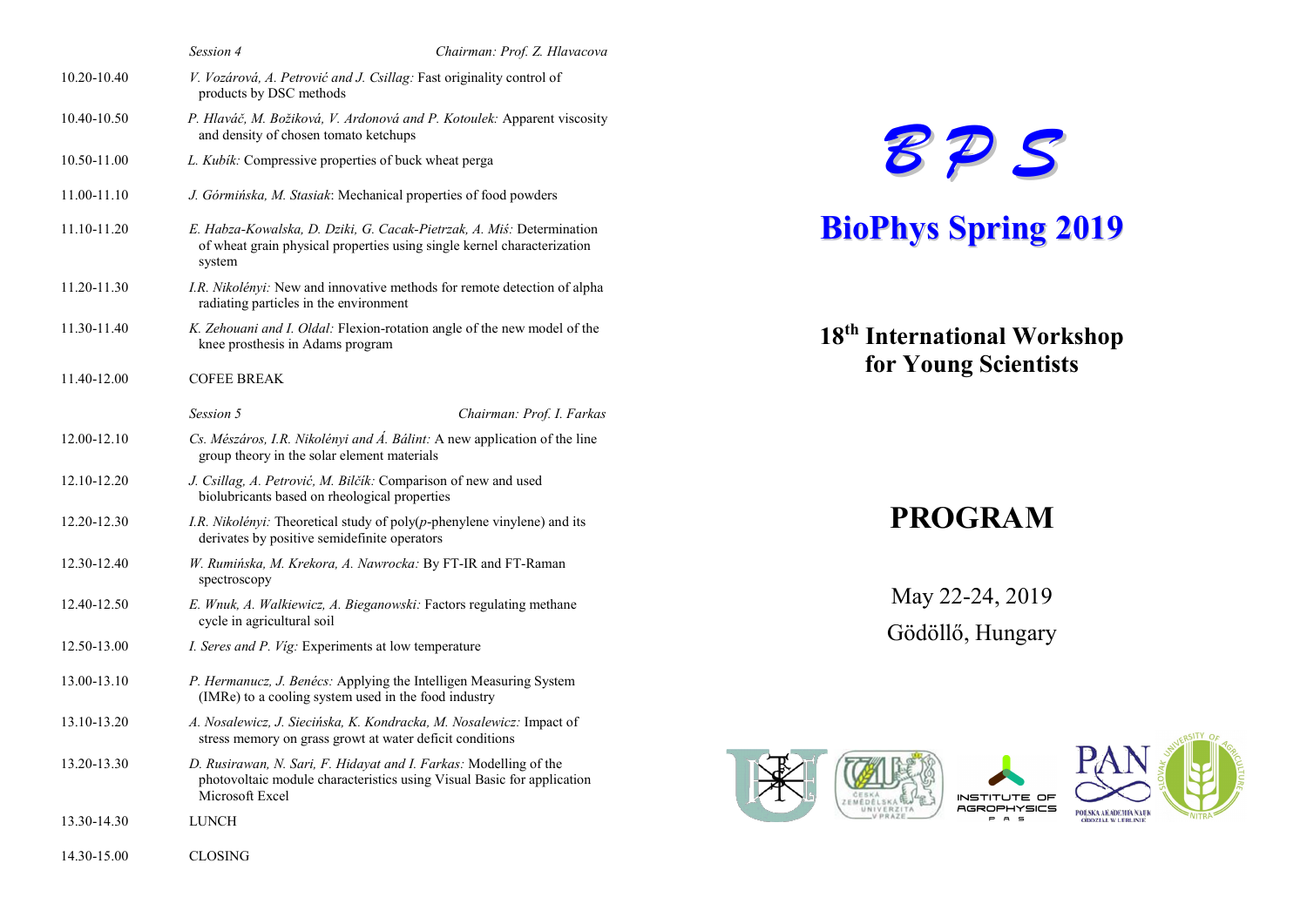*Session 4* *Chairman: Prof. Z. Hlavacova*

| | |
|---|---|
| 10.20-10.40 | *V. Vozárová, A. Petrović and J. Csillag:* Fast originality control of products by DSC methods |
| 10.40-10.50 | *P. Hlaváč, M. Božiková, V. Ardonová and P. Kotoulek:* Apparent viscosity and density of chosen tomato ketchups |
| 10.50-11.00 | *L. Kubík:* Compressive properties of buck wheat perga |
| 11.00-11.10 | *J. Górmińska, M. Stasiak*: Mechanical properties of food powders |
| 11.10-11.20 | *E. Habza-Kowalska, D. Dziki, G. Cacak-Pietrzak, A. Miś:* Determination of wheat grain physical properties using single kernel characterization system |
| 11.20-11.30 | *I.R. Nikolényi:* New and innovative methods for remote detection of alpha radiating particles in the environment |
| 11.30-11.40 | *K. Zehouani and I. Oldal:* Flexion-rotation angle of the new model of the knee prosthesis in Adams program |
| 11.40-12.00 | COFEE BREAK |

*Session 5* *Chairman: Prof. I. Farkas*

| | |
|---|---|
| 12.00-12.10 | *Cs. Mészáros, I.R. Nikolényi and Á. Bálint:* A new application of the line group theory in the solar element materials |
| 12.10-12.20 | *J. Csillag, A. Petrović, M. Bilčík:* Comparison of new and used biolubricants based on rheological properties |
| 12.20-12.30 | *I.R. Nikolényi:* Theoretical study of poly(*p*-phenylene vinylene) and its derivates by positive semidefinite operators |
| 12.30-12.40 | *W. Rumińska, M. Krekora, A. Nawrocka:* By FT-IR and FT-Raman spectroscopy |
| 12.40-12.50 | *E. Wnuk, A. Walkiewicz, A. Bieganowski:* Factors regulating methane cycle in agricultural soil |
| 12.50-13.00 | *I. Seres and P. Víg:* Experiments at low temperature |
| 13.00-13.10 | *P. Hermanucz, J. Benécs:* Applying the Intelligen Measuring System (IMRe) to a cooling system used in the food industry |
| 13.10-13.20 | *A. Nosalewicz, J. Siecińska, K. Kondracka, M. Nosalewicz:* Impact of stress memory on grass growt at water deficit conditions |
| 13.20-13.30 | *D. Rusirawan, N. Sari, F. Hidayat and I. Farkas:* Modelling of the photovoltaic module characteristics using Visual Basic for application Microsoft Excel |
| 13.30-14.30 | LUNCH |
| 14.30-15.00 | CLOSING |

# B P S

# BioPhys Spring 2019

## 18th International Workshop for Young Scientists

# PROGRAM

May 22-24, 2019

Gödöllő, Hungary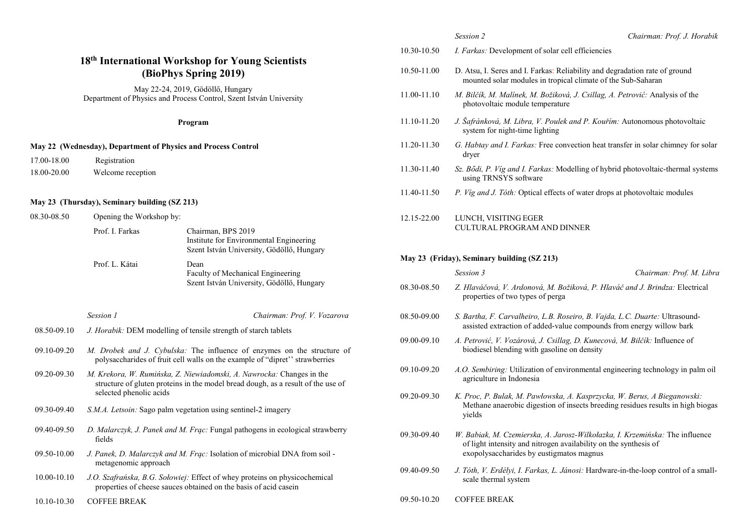# 18th International Workshop for Young Scientists (BioPhys Spring 2019)

May 22-24, 2019, Gödöllő, Hungary
Department of Physics and Process Control, Szent István University

**Program**

## May 22 (Wednesday), Department of Physics and Process Control

17.00-18.00 Registration

18.00-20.00 Welcome reception

## May 23 (Thursday), Seminary building (SZ 213)

08.30-08.50 Opening the Workshop by:

| | |
|---|---|
| Prof. I. Farkas | Chairman, BPS 2019<br>Institute for Environmental Engineering<br>Szent István University, Gödöllő, Hungary |
| Prof. L. Kátai | Dean<br>Faculty of Mechanical Engineering<br>Szent István University, Gödöllő, Hungary |

*Session 1* — *Chairman: Prof. V. Vozarova*

08.50-09.10 *J. Horabik:* DEM modelling of tensile strength of starch tablets

09.10-09.20 *M. Drobek and J. Cybulska:* The influence of enzymes on the structure of polysaccharides of fruit cell walls on the example of "dipret'' strawberries

09.20-09.30 *M. Krekora, W. Rumińska, Z. Niewiadomski, A. Nawrocka:* Changes in the structure of gluten proteins in the model bread dough, as a result of the use of selected phenolic acids

09.30-09.40 *S.M.A. Letsoin:* Sago palm vegetation using sentinel-2 imagery

09.40-09.50 *D. Malarczyk, J. Panek and M. Frąc:* Fungal pathogens in ecological strawberry fields

09.50-10.00 *J. Panek, D. Malarczyk and M. Frąc:* Isolation of microbial DNA from soil - metagenomic approach

10.00-10.10 *J.O. Szafrańska, B.G. Sołowiej:* Effect of whey proteins on physicochemical properties of cheese sauces obtained on the basis of acid casein

10.10-10.30 COFFEE BREAK

*Session 2* — *Chairman: Prof. J. Horabik*

10.30-10.50 *I. Farkas:* Development of solar cell efficiencies

10.50-11.00 D. Atsu, I. Seres and I. Farkas: Reliability and degradation rate of ground mounted solar modules in tropical climate of the Sub-Saharan

11.00-11.10 *M. Bilčík, M. Malínek, M. Božiková, J. Csillag, A. Petrović:* Analysis of the photovoltaic module temperature

11.10-11.20 *J. Šafránková, M. Libra, V. Poulek and P. Kouřím:* Autonomous photovoltaic system for night-time lighting

11.20-11.30 *G. Habtay and I. Farkas:* Free convection heat transfer in solar chimney for solar dryer

11.30-11.40 *Sz. Bődi, P. Víg and I. Farkas:* Modelling of hybrid photovoltaic-thermal systems using TRNSYS software

11.40-11.50 *P. Víg and J. Tóth:* Optical effects of water drops at photovoltaic modules

12.15-22.00 LUNCH, VISITING EGER
CULTURAL PROGRAM AND DINNER

## May 23 (Friday), Seminary building (SZ 213)

*Session 3* — *Chairman: Prof. M. Libra*

08.30-08.50 *Z. Hlaváčová, V. Ardonová, M. Božiková, P. Hlaváč and J. Brindza:* Electrical properties of two types of perga

08.50-09.00 *S. Bartha, F. Carvalheiro, L.B. Roseiro, B. Vajda, L.C. Duarte:* Ultrasound-assisted extraction of added-value compounds from energy willow bark

09.00-09.10 *A. Petrović, V. Vozárová, J. Csillag, D. Kunecová, M. Bilčík:* Influence of biodiesel blending with gasoline on density

09.10-09.20 *A.O. Sembiring:* Utilization of environmental engineering technology in palm oil agriculture in Indonesia

09.20-09.30 *K. Proc, P. Bulak, M. Pawłowska, A. Kasprzycka, W. Berus, A Bieganowski:* Methane anaerobic digestion of insects breeding residues results in high biogas yields

09.30-09.40 *W. Babiak, M. Czemierska, A. Jarosz-Wilkołazka, I. Krzemińska:* The influence of light intensity and nitrogen availability on the synthesis of exopolysaccharides by eustigmatos magnus

09.40-09.50 *J. Tóth, V. Erdélyi, I. Farkas, L. Jánosi:* Hardware-in-the-loop control of a small-scale thermal system

09.50-10.20 COFFEE BREAK